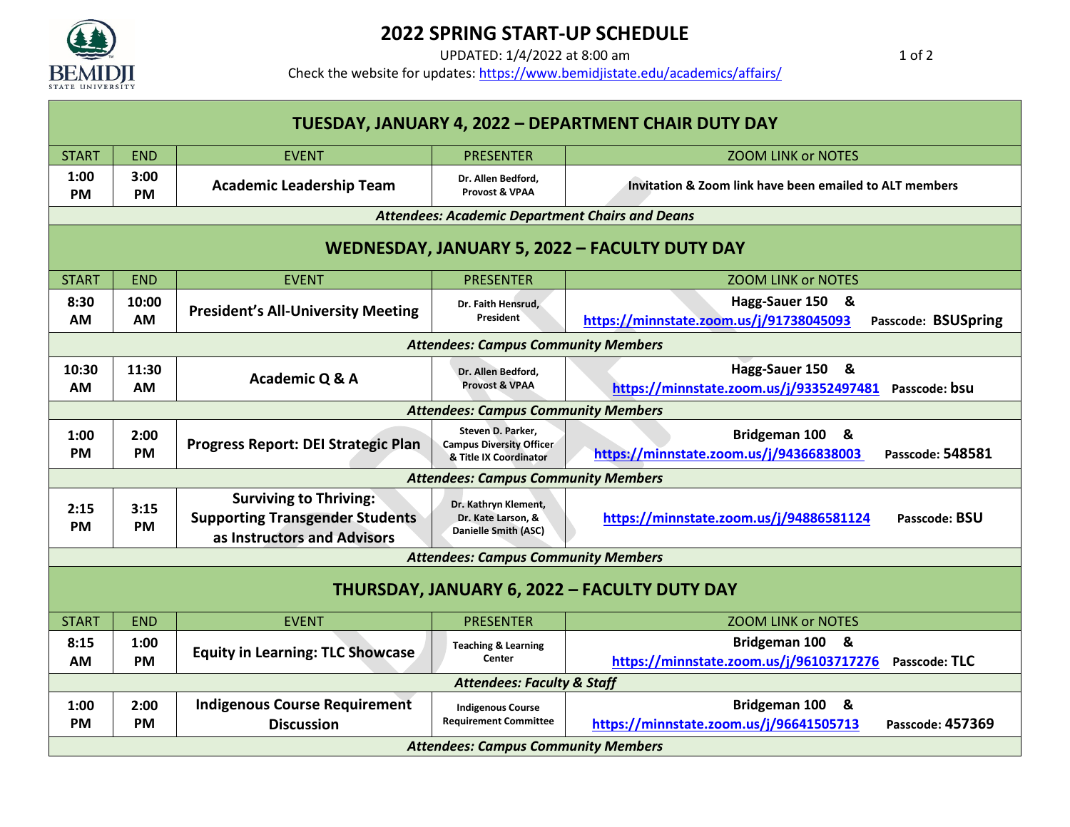# 2022 SPRING START-UP SCHEDULE

UPDATED: 1/4/2022 at 8:00 am

Check the website for updates: https://www.bemidjistate.edu/academics/affairs/

## TUESDAY, JANUARY 4, 2022 – DEPARTMENT CHAIR DUTY DAY

| START | END | EVENT | PRESENTER | ZOOM LINK or NOTES |
|---|---|---|---|---|
| 1:00 PM | 3:00 PM | **Academic Leadership Team** | Dr. Allen Bedford, Provost & VPAA | **Invitation & Zoom link have been emailed to ALT members** |
| | | ***Attendees: Academic Department Chairs and Deans*** | | |

## WEDNESDAY, JANUARY 5, 2022 – FACULTY DUTY DAY

| START | END | EVENT | PRESENTER | ZOOM LINK or NOTES |
|---|---|---|---|---|
| 8:30 AM | 10:00 AM | **President's All-University Meeting** | Dr. Faith Hensrud, President | **Hagg-Sauer 150 &** https://minnstate.zoom.us/j/91738045093 Passcode: **BSUSpring** |
| | | ***Attendees: Campus Community Members*** | | |
| 10:30 AM | 11:30 AM | **Academic Q & A** | Dr. Allen Bedford, Provost & VPAA | **Hagg-Sauer 150 &** https://minnstate.zoom.us/j/93352497481 Passcode: **bsu** |
| | | ***Attendees: Campus Community Members*** | | |
| 1:00 PM | 2:00 PM | **Progress Report: DEI Strategic Plan** | Steven D. Parker, Campus Diversity Officer & Title IX Coordinator | **Bridgeman 100 &** https://minnstate.zoom.us/j/94366838003 Passcode: **548581** |
| | | ***Attendees: Campus Community Members*** | | |
| 2:15 PM | 3:15 PM | **Surviving to Thriving: Supporting Transgender Students as Instructors and Advisors** | Dr. Kathryn Klement, Dr. Kate Larson, & Danielle Smith (ASC) | https://minnstate.zoom.us/j/94886581124 Passcode: **BSU** |
| | | ***Attendees: Campus Community Members*** | | |

## THURSDAY, JANUARY 6, 2022 – FACULTY DUTY DAY

| START | END | EVENT | PRESENTER | ZOOM LINK or NOTES |
|---|---|---|---|---|
| 8:15 AM | 1:00 PM | **Equity in Learning: TLC Showcase** | Teaching & Learning Center | **Bridgeman 100 &** https://minnstate.zoom.us/j/96103717276 Passcode: **TLC** |
| | | ***Attendees: Faculty & Staff*** | | |
| 1:00 PM | 2:00 PM | **Indigenous Course Requirement Discussion** | Indigenous Course Requirement Committee | **Bridgeman 100 &** https://minnstate.zoom.us/j/96641505713 Passcode: **457369** |
| | | ***Attendees: Campus Community Members*** | | |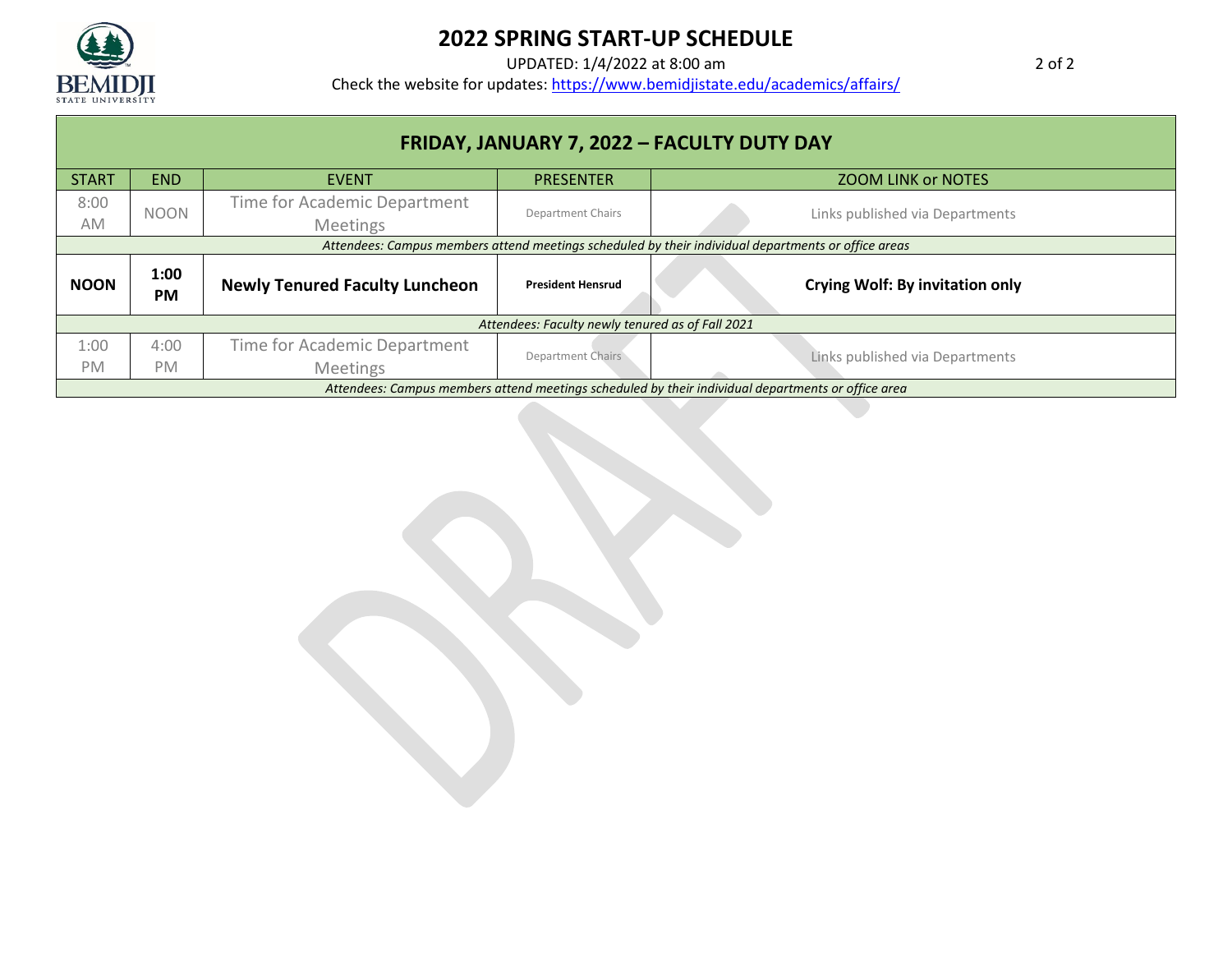# 2022 SPRING START-UP SCHEDULE

UPDATED: 1/4/2022 at 8:00 am

Check the website for updates: https://www.bemidjistate.edu/academics/affairs/

## FRIDAY, JANUARY 7, 2022 – FACULTY DUTY DAY

| START | END | EVENT | PRESENTER | ZOOM LINK or NOTES |
|---|---|---|---|---|
| 8:00 AM | NOON | Time for Academic Department Meetings | Department Chairs | Links published via Departments |
| *Attendees: Campus members attend meetings scheduled by their individual departments or office areas* | | | | |
| **NOON** | **1:00 PM** | **Newly Tenured Faculty Luncheon** | **President Hensrud** | **Crying Wolf: By invitation only** |
| *Attendees: Faculty newly tenured as of Fall 2021* | | | | |
| 1:00 PM | 4:00 PM | Time for Academic Department Meetings | Department Chairs | Links published via Departments |
| *Attendees: Campus members attend meetings scheduled by their individual departments or office area* | | | | |

DRAFT